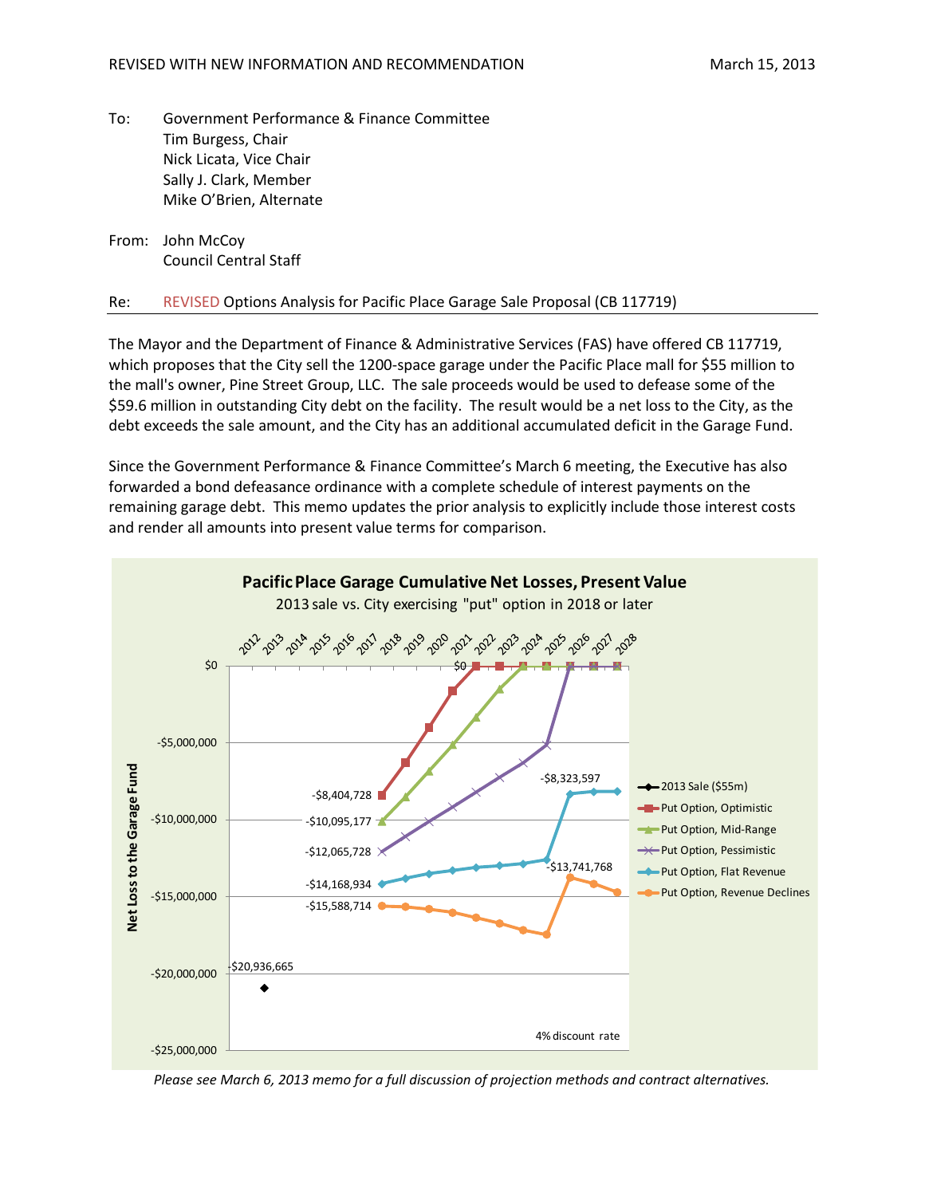REVISED WITH NEW INFORMATION AND RECOMMENDATION

March 15, 2013

To: Government Performance & Finance Committee
Tim Burgess, Chair
Nick Licata, Vice Chair
Sally J. Clark, Member
Mike O'Brien, Alternate

From: John McCoy
Council Central Staff

Re: REVISED Options Analysis for Pacific Place Garage Sale Proposal (CB 117719)

---

The Mayor and the Department of Finance & Administrative Services (FAS) have offered CB 117719, which proposes that the City sell the 1200-space garage under the Pacific Place mall for $55 million to the mall's owner, Pine Street Group, LLC. The sale proceeds would be used to defease some of the $59.6 million in outstanding City debt on the facility. The result would be a net loss to the City, as the debt exceeds the sale amount, and the City has an additional accumulated deficit in the Garage Fund.

Since the Government Performance & Finance Committee's March 6 meeting, the Executive has also forwarded a bond defeasance ordinance with a complete schedule of interest payments on the remaining garage debt. This memo updates the prior analysis to explicitly include those interest costs and render all amounts into present value terms for comparison.

**Pacific Place Garage Cumulative Net Losses, Present Value**

2013 sale vs. City exercising "put" option in 2018 or later

Y-axis: Net Loss to the Garage Fund ($0 to -$25,000,000); X-axis: 2012–2028; 4% discount rate

| Series | Starting value (2018) | Later labeled value |
| --- | --- | --- |
| 2013 Sale ($55m) | -$20,936,665 (2013) | |
| Put Option, Optimistic | -$8,404,728 | $0 (2022) |
| Put Option, Mid-Range | -$10,095,177 | |
| Put Option, Pessimistic | -$12,065,728 | |
| Put Option, Flat Revenue | -$14,168,934 | -$8,323,597 (2026) |
| Put Option, Revenue Declines | -$15,588,714 | -$13,741,768 (2026) |

*Please see March 6, 2013 memo for a full discussion of projection methods and contract alternatives.*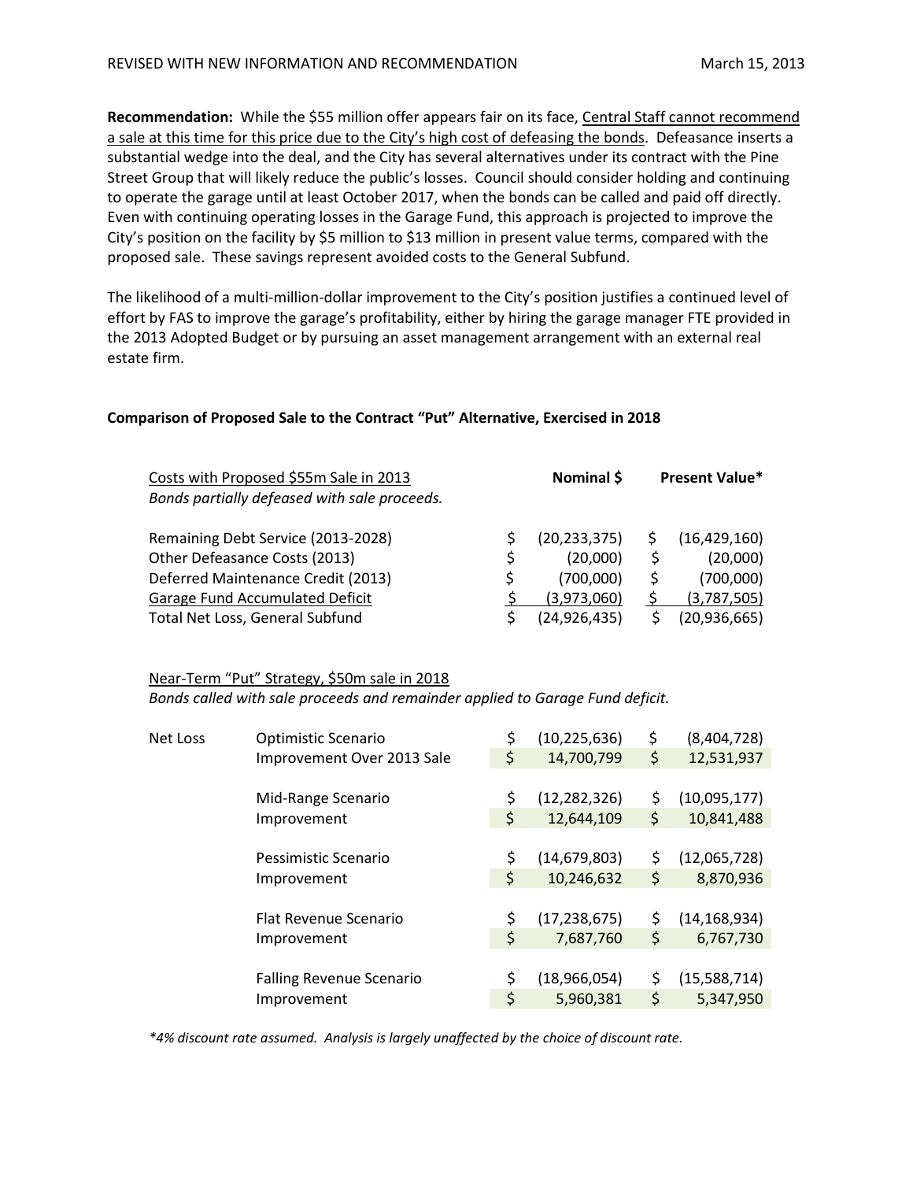**Recommendation:** While the $55 million offer appears fair on its face, Central Staff cannot recommend a sale at this time for this price due to the City's high cost of defeasing the bonds. Defeasance inserts a substantial wedge into the deal, and the City has several alternatives under its contract with the Pine Street Group that will likely reduce the public's losses. Council should consider holding and continuing to operate the garage until at least October 2017, when the bonds can be called and paid off directly. Even with continuing operating losses in the Garage Fund, this approach is projected to improve the City's position on the facility by $5 million to $13 million in present value terms, compared with the proposed sale. These savings represent avoided costs to the General Subfund.

The likelihood of a multi-million-dollar improvement to the City's position justifies a continued level of effort by FAS to improve the garage's profitability, either by hiring the garage manager FTE provided in the 2013 Adopted Budget or by pursuing an asset management arrangement with an external real estate firm.

**Comparison of Proposed Sale to the Contract "Put" Alternative, Exercised in 2018**

| Costs with Proposed $55m Sale in 2013<br>*Bonds partially defeased with sale proceeds.* | **Nominal $** | **Present Value*** |
|---|---|---|
| Remaining Debt Service (2013-2028) | $ (20,233,375) | $ (16,429,160) |
| Other Defeasance Costs (2013) | $ (20,000) | $ (20,000) |
| Deferred Maintenance Credit (2013) | $ (700,000) | $ (700,000) |
| Garage Fund Accumulated Deficit | $ (3,973,060) | $ (3,787,505) |
| Total Net Loss, General Subfund | $ (24,926,435) | $ (20,936,665) |

Near-Term "Put" Strategy, $50m sale in 2018
*Bonds called with sale proceeds and remainder applied to Garage Fund deficit.*

| | | | |
|---|---|---|---|
| Net Loss | Optimistic Scenario | $ (10,225,636) | $ (8,404,728) |
| | Improvement Over 2013 Sale | $ 14,700,799 | $ 12,531,937 |
| | Mid-Range Scenario | $ (12,282,326) | $ (10,095,177) |
| | Improvement | $ 12,644,109 | $ 10,841,488 |
| | Pessimistic Scenario | $ (14,679,803) | $ (12,065,728) |
| | Improvement | $ 10,246,632 | $ 8,870,936 |
| | Flat Revenue Scenario | $ (17,238,675) | $ (14,168,934) |
| | Improvement | $ 7,687,760 | $ 6,767,730 |
| | Falling Revenue Scenario | $ (18,966,054) | $ (15,588,714) |
| | Improvement | $ 5,960,381 | $ 5,347,950 |

**4% discount rate assumed. Analysis is largely unaffected by the choice of discount rate.*